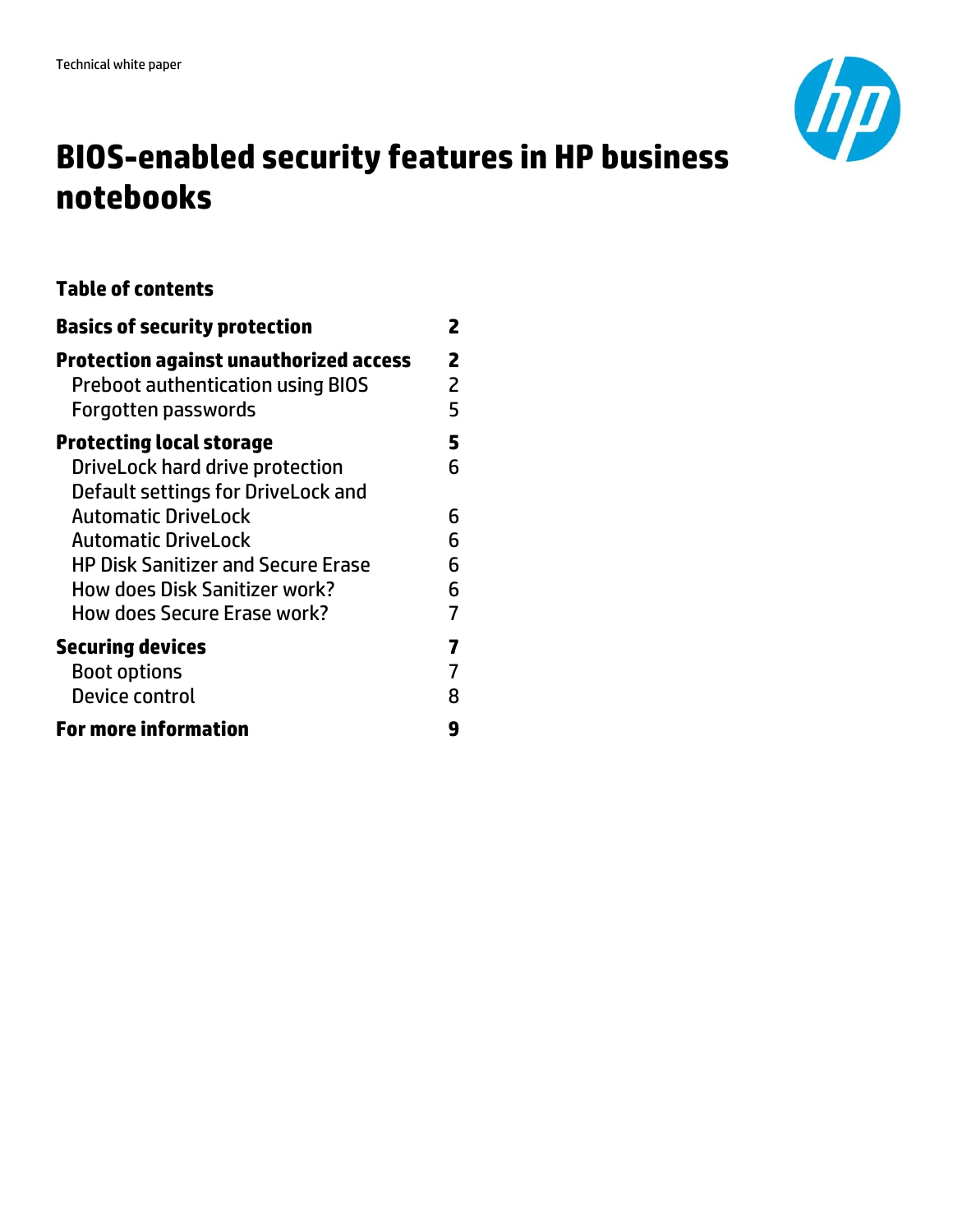Technical white paper

# BIOS-enabled security features in HP business notebooks

## Table of contents

| | |
|---|---|
| **Basics of security protection** | **2** |
| **Protection against unauthorized access** | **2** |
| Preboot authentication using BIOS | 2 |
| Forgotten passwords | 5 |
| **Protecting local storage** | **5** |
| DriveLock hard drive protection | 6 |
| Default settings for DriveLock and Automatic DriveLock | 6 |
| Automatic DriveLock | 6 |
| HP Disk Sanitizer and Secure Erase | 6 |
| How does Disk Sanitizer work? | 6 |
| How does Secure Erase work? | 7 |
| **Securing devices** | **7** |
| Boot options | 7 |
| Device control | 8 |
| **For more information** | **9** |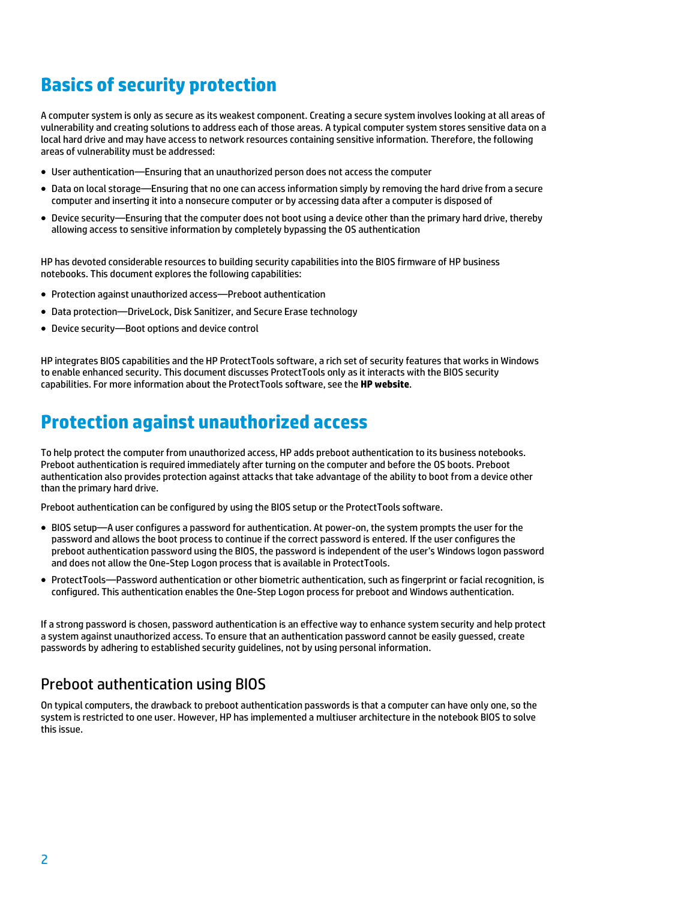# Basics of security protection

A computer system is only as secure as its weakest component. Creating a secure system involves looking at all areas of vulnerability and creating solutions to address each of those areas. A typical computer system stores sensitive data on a local hard drive and may have access to network resources containing sensitive information. Therefore, the following areas of vulnerability must be addressed:

- User authentication—Ensuring that an unauthorized person does not access the computer
- Data on local storage—Ensuring that no one can access information simply by removing the hard drive from a secure computer and inserting it into a nonsecure computer or by accessing data after a computer is disposed of
- Device security—Ensuring that the computer does not boot using a device other than the primary hard drive, thereby allowing access to sensitive information by completely bypassing the OS authentication

HP has devoted considerable resources to building security capabilities into the BIOS firmware of HP business notebooks. This document explores the following capabilities:

- Protection against unauthorized access—Preboot authentication
- Data protection—DriveLock, Disk Sanitizer, and Secure Erase technology
- Device security—Boot options and device control

HP integrates BIOS capabilities and the HP ProtectTools software, a rich set of security features that works in Windows to enable enhanced security. This document discusses ProtectTools only as it interacts with the BIOS security capabilities. For more information about the ProtectTools software, see the **HP website**.

# Protection against unauthorized access

To help protect the computer from unauthorized access, HP adds preboot authentication to its business notebooks. Preboot authentication is required immediately after turning on the computer and before the OS boots. Preboot authentication also provides protection against attacks that take advantage of the ability to boot from a device other than the primary hard drive.

Preboot authentication can be configured by using the BIOS setup or the ProtectTools software.

- BIOS setup—A user configures a password for authentication. At power-on, the system prompts the user for the password and allows the boot process to continue if the correct password is entered. If the user configures the preboot authentication password using the BIOS, the password is independent of the user's Windows logon password and does not allow the One-Step Logon process that is available in ProtectTools.
- ProtectTools—Password authentication or other biometric authentication, such as fingerprint or facial recognition, is configured. This authentication enables the One-Step Logon process for preboot and Windows authentication.

If a strong password is chosen, password authentication is an effective way to enhance system security and help protect a system against unauthorized access. To ensure that an authentication password cannot be easily guessed, create passwords by adhering to established security guidelines, not by using personal information.

## Preboot authentication using BIOS

On typical computers, the drawback to preboot authentication passwords is that a computer can have only one, so the system is restricted to one user. However, HP has implemented a multiuser architecture in the notebook BIOS to solve this issue.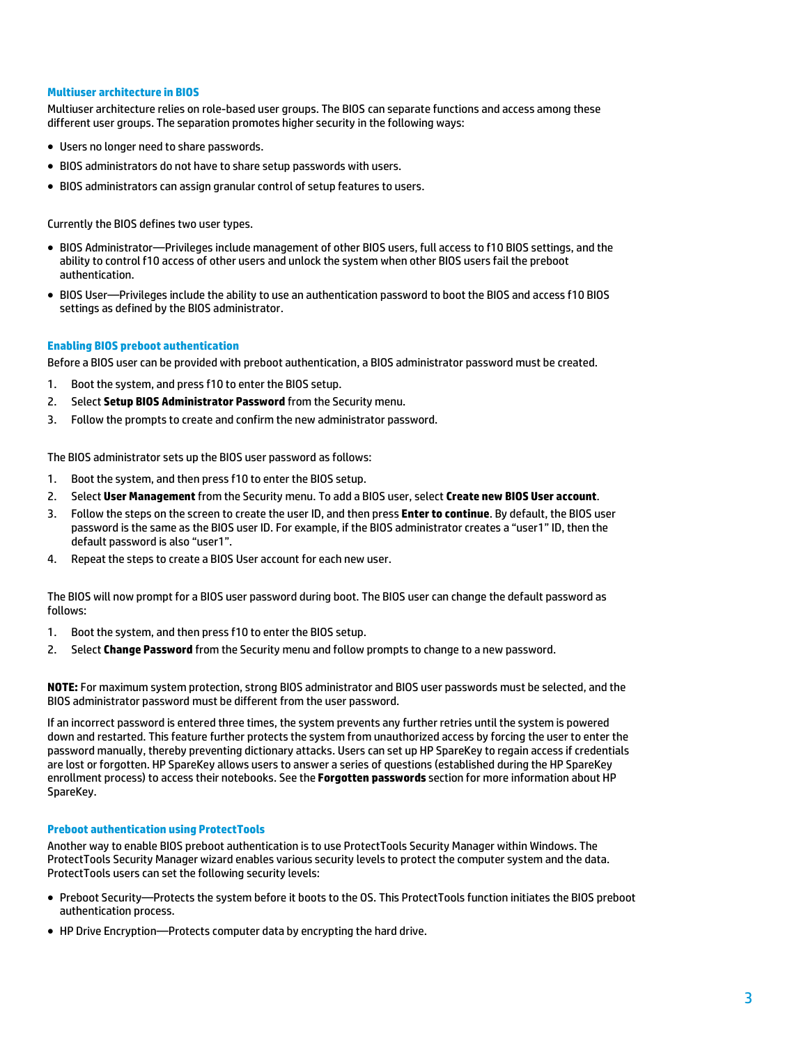### Multiuser architecture in BIOS

Multiuser architecture relies on role-based user groups. The BIOS can separate functions and access among these different user groups. The separation promotes higher security in the following ways:

- Users no longer need to share passwords.
- BIOS administrators do not have to share setup passwords with users.
- BIOS administrators can assign granular control of setup features to users.

Currently the BIOS defines two user types.

- BIOS Administrator—Privileges include management of other BIOS users, full access to f10 BIOS settings, and the ability to control f10 access of other users and unlock the system when other BIOS users fail the preboot authentication.
- BIOS User—Privileges include the ability to use an authentication password to boot the BIOS and access f10 BIOS settings as defined by the BIOS administrator.

### Enabling BIOS preboot authentication

Before a BIOS user can be provided with preboot authentication, a BIOS administrator password must be created.

1. Boot the system, and press f10 to enter the BIOS setup.
2. Select **Setup BIOS Administrator Password** from the Security menu.
3. Follow the prompts to create and confirm the new administrator password.

The BIOS administrator sets up the BIOS user password as follows:

1. Boot the system, and then press f10 to enter the BIOS setup.
2. Select **User Management** from the Security menu. To add a BIOS user, select **Create new BIOS User account**.
3. Follow the steps on the screen to create the user ID, and then press **Enter to continue**. By default, the BIOS user password is the same as the BIOS user ID. For example, if the BIOS administrator creates a "user1" ID, then the default password is also "user1".
4. Repeat the steps to create a BIOS User account for each new user.

The BIOS will now prompt for a BIOS user password during boot. The BIOS user can change the default password as follows:

1. Boot the system, and then press f10 to enter the BIOS setup.
2. Select **Change Password** from the Security menu and follow prompts to change to a new password.

**NOTE:** For maximum system protection, strong BIOS administrator and BIOS user passwords must be selected, and the BIOS administrator password must be different from the user password.

If an incorrect password is entered three times, the system prevents any further retries until the system is powered down and restarted. This feature further protects the system from unauthorized access by forcing the user to enter the password manually, thereby preventing dictionary attacks. Users can set up HP SpareKey to regain access if credentials are lost or forgotten. HP SpareKey allows users to answer a series of questions (established during the HP SpareKey enrollment process) to access their notebooks. See the **Forgotten passwords** section for more information about HP SpareKey.

### Preboot authentication using ProtectTools

Another way to enable BIOS preboot authentication is to use ProtectTools Security Manager within Windows. The ProtectTools Security Manager wizard enables various security levels to protect the computer system and the data. ProtectTools users can set the following security levels:

- Preboot Security—Protects the system before it boots to the OS. This ProtectTools function initiates the BIOS preboot authentication process.
- HP Drive Encryption—Protects computer data by encrypting the hard drive.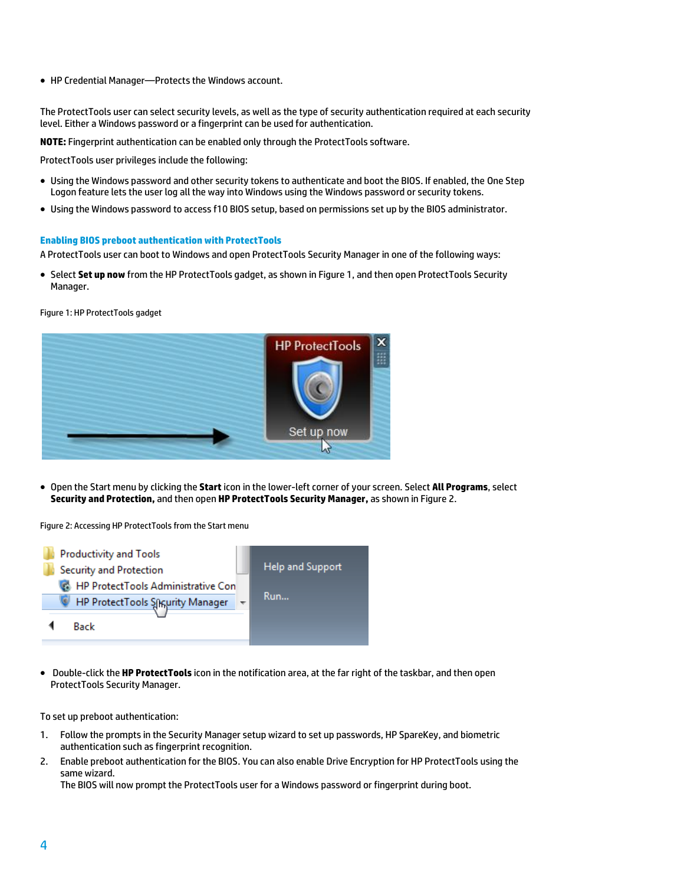- HP Credential Manager—Protects the Windows account.

The ProtectTools user can select security levels, as well as the type of security authentication required at each security level. Either a Windows password or a fingerprint can be used for authentication.

**NOTE:** Fingerprint authentication can be enabled only through the ProtectTools software.

ProtectTools user privileges include the following:

- Using the Windows password and other security tokens to authenticate and boot the BIOS. If enabled, the One Step Logon feature lets the user log all the way into Windows using the Windows password or security tokens.
- Using the Windows password to access f10 BIOS setup, based on permissions set up by the BIOS administrator.

### Enabling BIOS preboot authentication with ProtectTools

A ProtectTools user can boot to Windows and open ProtectTools Security Manager in one of the following ways:

- Select **Set up now** from the HP ProtectTools gadget, as shown in Figure 1, and then open ProtectTools Security Manager.

Figure 1: HP ProtectTools gadget

- Open the Start menu by clicking the **Start** icon in the lower-left corner of your screen. Select **All Programs**, select **Security and Protection,** and then open **HP ProtectTools Security Manager,** as shown in Figure 2.

Figure 2: Accessing HP ProtectTools from the Start menu

- Double-click the **HP ProtectTools** icon in the notification area, at the far right of the taskbar, and then open ProtectTools Security Manager.

To set up preboot authentication:

1. Follow the prompts in the Security Manager setup wizard to set up passwords, HP SpareKey, and biometric authentication such as fingerprint recognition.
2. Enable preboot authentication for the BIOS. You can also enable Drive Encryption for HP ProtectTools using the same wizard.
   The BIOS will now prompt the ProtectTools user for a Windows password or fingerprint during boot.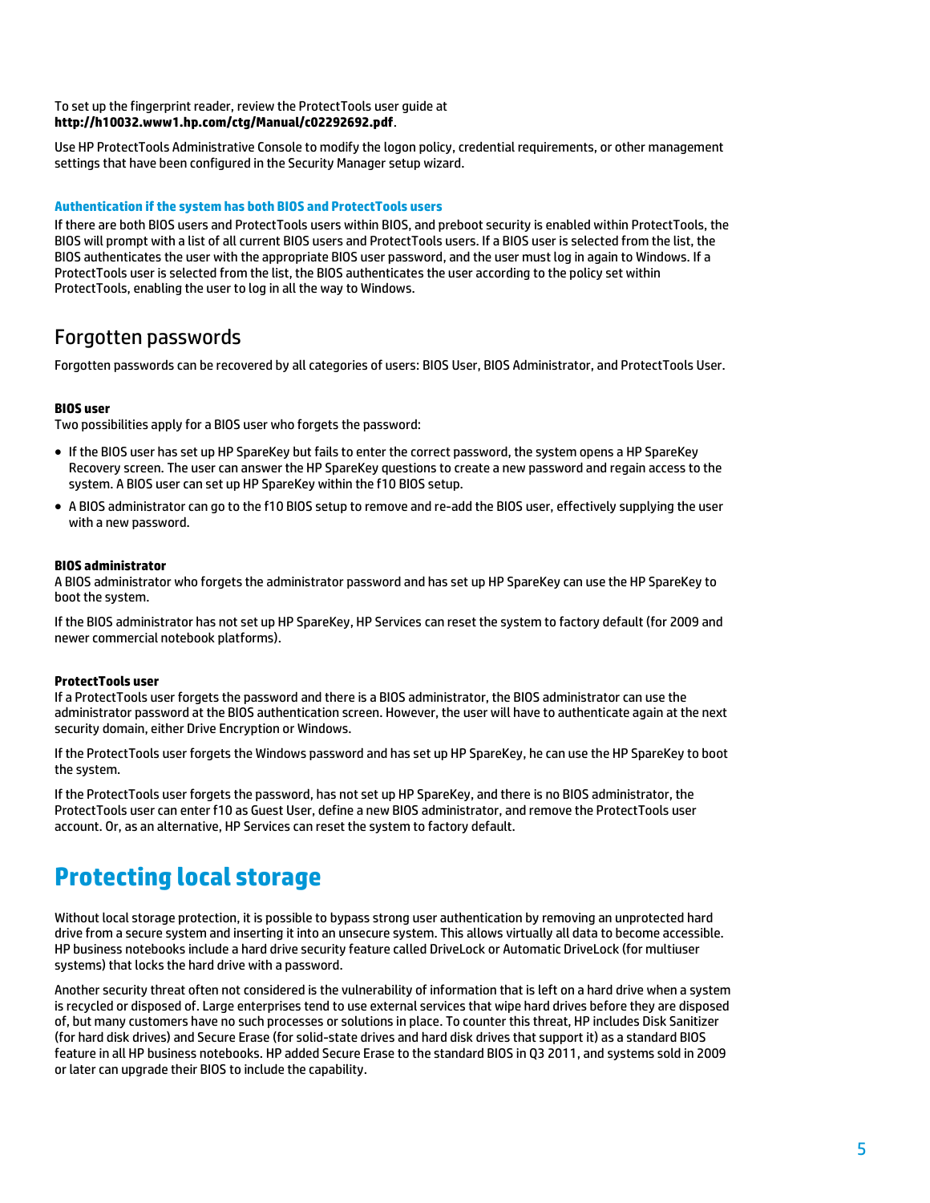To set up the fingerprint reader, review the ProtectTools user guide at **http://h10032.www1.hp.com/ctg/Manual/c02292692.pdf**.

Use HP ProtectTools Administrative Console to modify the logon policy, credential requirements, or other management settings that have been configured in the Security Manager setup wizard.

#### Authentication if the system has both BIOS and ProtectTools users

If there are both BIOS users and ProtectTools users within BIOS, and preboot security is enabled within ProtectTools, the BIOS will prompt with a list of all current BIOS users and ProtectTools users. If a BIOS user is selected from the list, the BIOS authenticates the user with the appropriate BIOS user password, and the user must log in again to Windows. If a ProtectTools user is selected from the list, the BIOS authenticates the user according to the policy set within ProtectTools, enabling the user to log in all the way to Windows.

## Forgotten passwords

Forgotten passwords can be recovered by all categories of users: BIOS User, BIOS Administrator, and ProtectTools User.

**BIOS user**

Two possibilities apply for a BIOS user who forgets the password:

- If the BIOS user has set up HP SpareKey but fails to enter the correct password, the system opens a HP SpareKey Recovery screen. The user can answer the HP SpareKey questions to create a new password and regain access to the system. A BIOS user can set up HP SpareKey within the f10 BIOS setup.
- A BIOS administrator can go to the f10 BIOS setup to remove and re-add the BIOS user, effectively supplying the user with a new password.

**BIOS administrator**

A BIOS administrator who forgets the administrator password and has set up HP SpareKey can use the HP SpareKey to boot the system.

If the BIOS administrator has not set up HP SpareKey, HP Services can reset the system to factory default (for 2009 and newer commercial notebook platforms).

**ProtectTools user**

If a ProtectTools user forgets the password and there is a BIOS administrator, the BIOS administrator can use the administrator password at the BIOS authentication screen. However, the user will have to authenticate again at the next security domain, either Drive Encryption or Windows.

If the ProtectTools user forgets the Windows password and has set up HP SpareKey, he can use the HP SpareKey to boot the system.

If the ProtectTools user forgets the password, has not set up HP SpareKey, and there is no BIOS administrator, the ProtectTools user can enter f10 as Guest User, define a new BIOS administrator, and remove the ProtectTools user account. Or, as an alternative, HP Services can reset the system to factory default.

# Protecting local storage

Without local storage protection, it is possible to bypass strong user authentication by removing an unprotected hard drive from a secure system and inserting it into an unsecure system. This allows virtually all data to become accessible. HP business notebooks include a hard drive security feature called DriveLock or Automatic DriveLock (for multiuser systems) that locks the hard drive with a password.

Another security threat often not considered is the vulnerability of information that is left on a hard drive when a system is recycled or disposed of. Large enterprises tend to use external services that wipe hard drives before they are disposed of, but many customers have no such processes or solutions in place. To counter this threat, HP includes Disk Sanitizer (for hard disk drives) and Secure Erase (for solid-state drives and hard disk drives that support it) as a standard BIOS feature in all HP business notebooks. HP added Secure Erase to the standard BIOS in Q3 2011, and systems sold in 2009 or later can upgrade their BIOS to include the capability.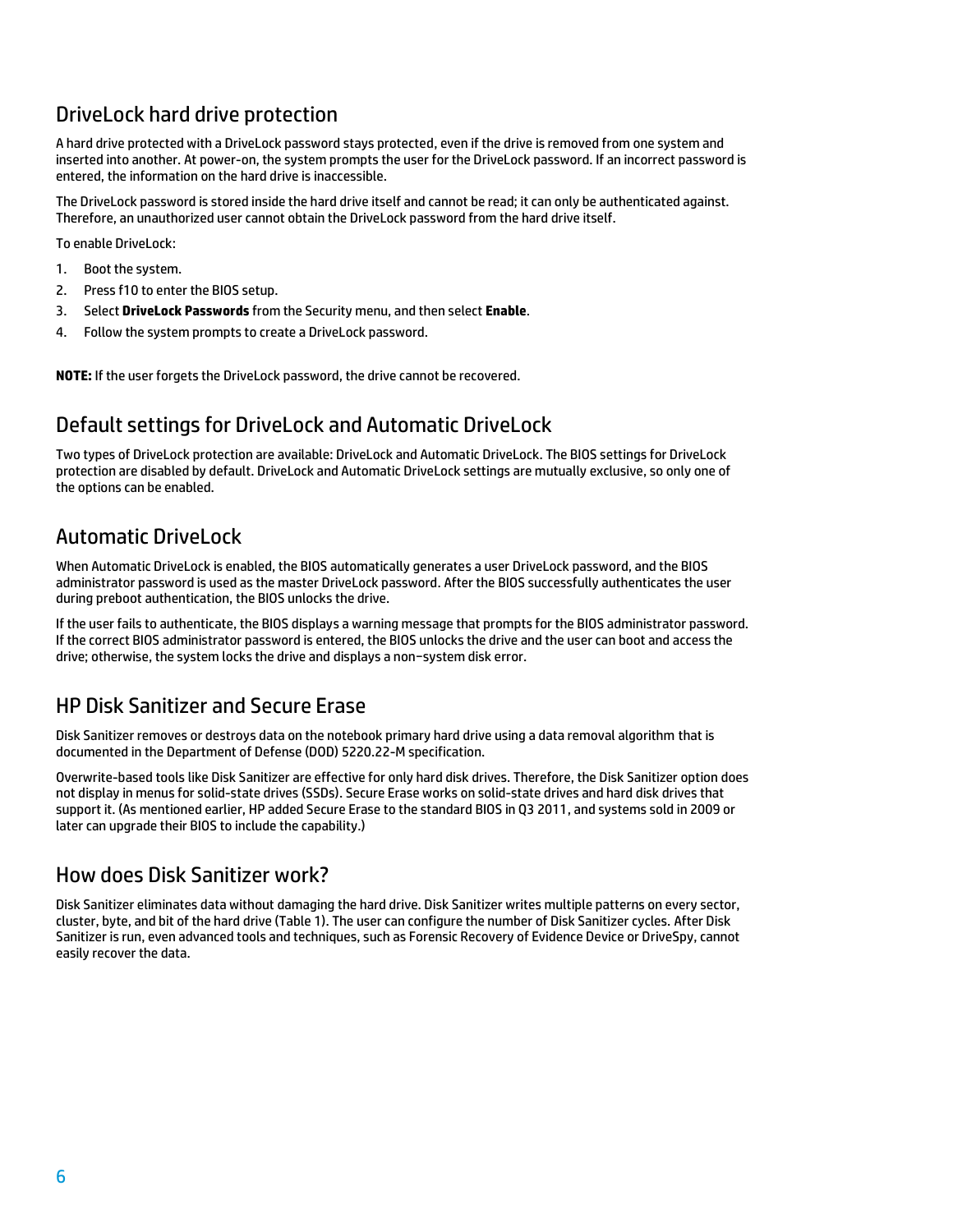## DriveLock hard drive protection

A hard drive protected with a DriveLock password stays protected, even if the drive is removed from one system and inserted into another. At power-on, the system prompts the user for the DriveLock password. If an incorrect password is entered, the information on the hard drive is inaccessible.

The DriveLock password is stored inside the hard drive itself and cannot be read; it can only be authenticated against. Therefore, an unauthorized user cannot obtain the DriveLock password from the hard drive itself.

To enable DriveLock:

1. Boot the system.
2. Press f10 to enter the BIOS setup.
3. Select **DriveLock Passwords** from the Security menu, and then select **Enable**.
4. Follow the system prompts to create a DriveLock password.

**NOTE:** If the user forgets the DriveLock password, the drive cannot be recovered.

## Default settings for DriveLock and Automatic DriveLock

Two types of DriveLock protection are available: DriveLock and Automatic DriveLock. The BIOS settings for DriveLock protection are disabled by default. DriveLock and Automatic DriveLock settings are mutually exclusive, so only one of the options can be enabled.

## Automatic DriveLock

When Automatic DriveLock is enabled, the BIOS automatically generates a user DriveLock password, and the BIOS administrator password is used as the master DriveLock password. After the BIOS successfully authenticates the user during preboot authentication, the BIOS unlocks the drive.

If the user fails to authenticate, the BIOS displays a warning message that prompts for the BIOS administrator password. If the correct BIOS administrator password is entered, the BIOS unlocks the drive and the user can boot and access the drive; otherwise, the system locks the drive and displays a non–system disk error.

## HP Disk Sanitizer and Secure Erase

Disk Sanitizer removes or destroys data on the notebook primary hard drive using a data removal algorithm that is documented in the Department of Defense (DOD) 5220.22-M specification.

Overwrite-based tools like Disk Sanitizer are effective for only hard disk drives. Therefore, the Disk Sanitizer option does not display in menus for solid-state drives (SSDs). Secure Erase works on solid-state drives and hard disk drives that support it. (As mentioned earlier, HP added Secure Erase to the standard BIOS in Q3 2011, and systems sold in 2009 or later can upgrade their BIOS to include the capability.)

## How does Disk Sanitizer work?

Disk Sanitizer eliminates data without damaging the hard drive. Disk Sanitizer writes multiple patterns on every sector, cluster, byte, and bit of the hard drive (Table 1). The user can configure the number of Disk Sanitizer cycles. After Disk Sanitizer is run, even advanced tools and techniques, such as Forensic Recovery of Evidence Device or DriveSpy, cannot easily recover the data.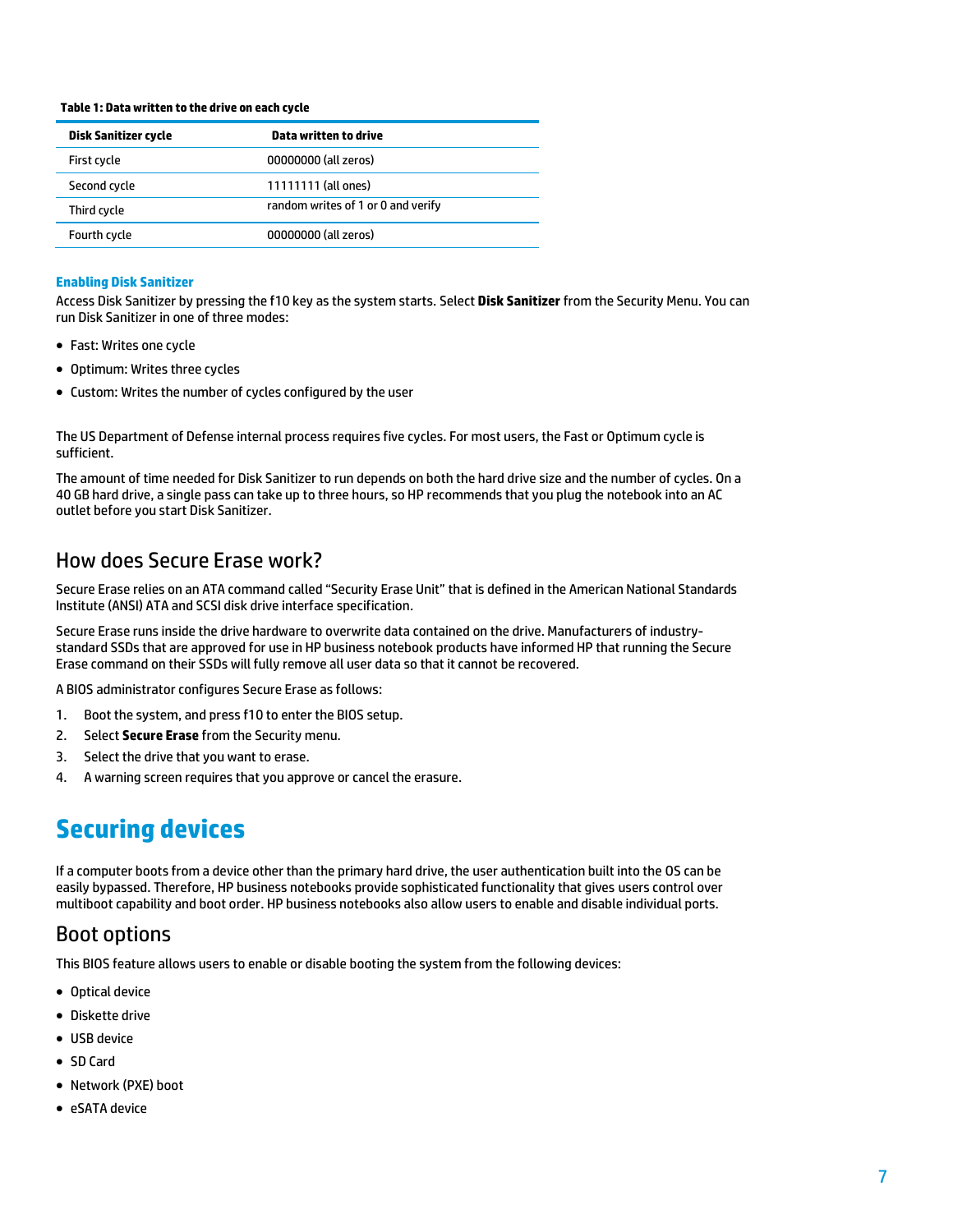**Table 1: Data written to the drive on each cycle**

| Disk Sanitizer cycle | Data written to drive |
|---|---|
| First cycle | 00000000 (all zeros) |
| Second cycle | 11111111 (all ones) |
| Third cycle | random writes of 1 or 0 and verify |
| Fourth cycle | 00000000 (all zeros) |

#### Enabling Disk Sanitizer

Access Disk Sanitizer by pressing the f10 key as the system starts. Select **Disk Sanitizer** from the Security Menu. You can run Disk Sanitizer in one of three modes:

- Fast: Writes one cycle
- Optimum: Writes three cycles
- Custom: Writes the number of cycles configured by the user

The US Department of Defense internal process requires five cycles. For most users, the Fast or Optimum cycle is sufficient.

The amount of time needed for Disk Sanitizer to run depends on both the hard drive size and the number of cycles. On a 40 GB hard drive, a single pass can take up to three hours, so HP recommends that you plug the notebook into an AC outlet before you start Disk Sanitizer.

## How does Secure Erase work?

Secure Erase relies on an ATA command called "Security Erase Unit" that is defined in the American National Standards Institute (ANSI) ATA and SCSI disk drive interface specification.

Secure Erase runs inside the drive hardware to overwrite data contained on the drive. Manufacturers of industry-standard SSDs that are approved for use in HP business notebook products have informed HP that running the Secure Erase command on their SSDs will fully remove all user data so that it cannot be recovered.

A BIOS administrator configures Secure Erase as follows:

1. Boot the system, and press f10 to enter the BIOS setup.
2. Select **Secure Erase** from the Security menu.
3. Select the drive that you want to erase.
4. A warning screen requires that you approve or cancel the erasure.

# Securing devices

If a computer boots from a device other than the primary hard drive, the user authentication built into the OS can be easily bypassed. Therefore, HP business notebooks provide sophisticated functionality that gives users control over multiboot capability and boot order. HP business notebooks also allow users to enable and disable individual ports.

## Boot options

This BIOS feature allows users to enable or disable booting the system from the following devices:

- Optical device
- Diskette drive
- USB device
- SD Card
- Network (PXE) boot
- eSATA device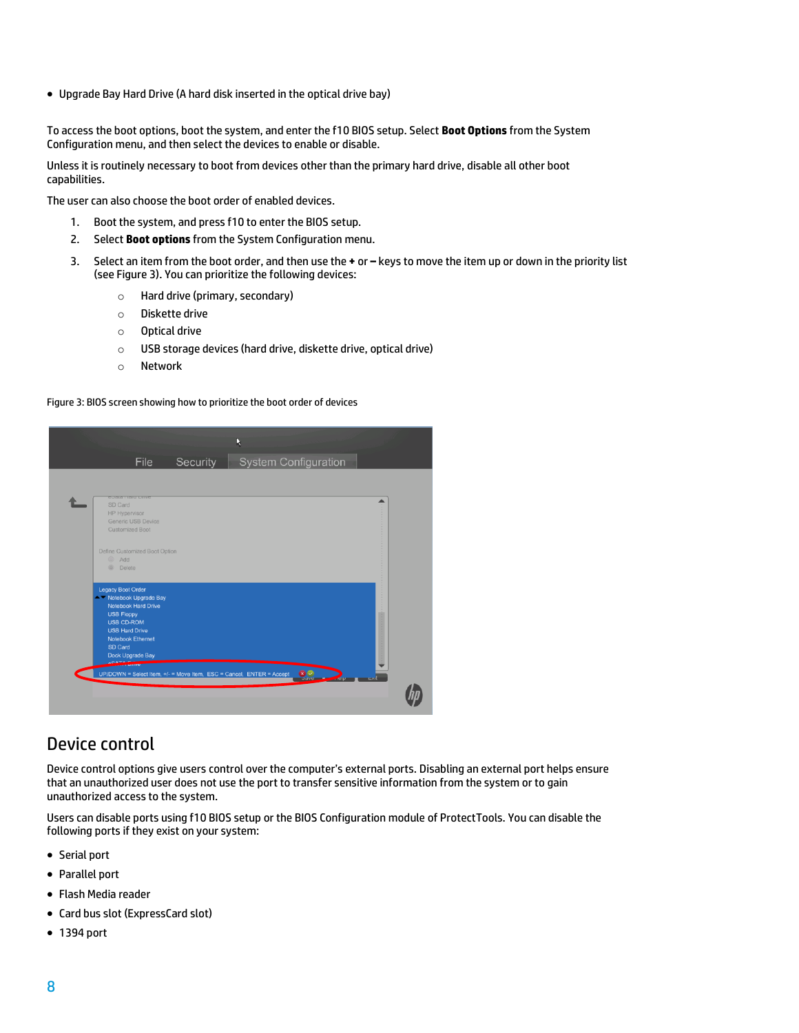- Upgrade Bay Hard Drive (A hard disk inserted in the optical drive bay)

To access the boot options, boot the system, and enter the f10 BIOS setup. Select **Boot Options** from the System Configuration menu, and then select the devices to enable or disable.

Unless it is routinely necessary to boot from devices other than the primary hard drive, disable all other boot capabilities.

The user can also choose the boot order of enabled devices.

1. Boot the system, and press f10 to enter the BIOS setup.
2. Select **Boot options** from the System Configuration menu.
3. Select an item from the boot order, and then use the **+** or **–** keys to move the item up or down in the priority list (see Figure 3). You can prioritize the following devices:
    - Hard drive (primary, secondary)
    - Diskette drive
    - Optical drive
    - USB storage devices (hard drive, diskette drive, optical drive)
    - Network

Figure 3: BIOS screen showing how to prioritize the boot order of devices

## Device control

Device control options give users control over the computer's external ports. Disabling an external port helps ensure that an unauthorized user does not use the port to transfer sensitive information from the system or to gain unauthorized access to the system.

Users can disable ports using f10 BIOS setup or the BIOS Configuration module of ProtectTools. You can disable the following ports if they exist on your system:

- Serial port
- Parallel port
- Flash Media reader
- Card bus slot (ExpressCard slot)
- 1394 port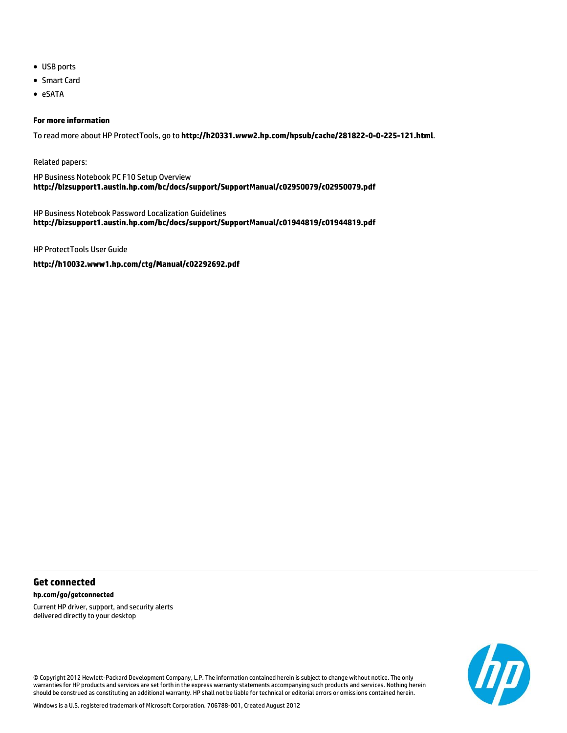- USB ports
- Smart Card
- eSATA

**For more information**

To read more about HP ProtectTools, go to **http://h20331.www2.hp.com/hpsub/cache/281822-0-0-225-121.html**.

Related papers:

HP Business Notebook PC F10 Setup Overview
**http://bizsupport1.austin.hp.com/bc/docs/support/SupportManual/c02950079/c02950079.pdf**

HP Business Notebook Password Localization Guidelines
**http://bizsupport1.austin.hp.com/bc/docs/support/SupportManual/c01944819/c01944819.pdf**

HP ProtectTools User Guide

**http://h10032.www1.hp.com/ctg/Manual/c02292692.pdf**

## Get connected

**hp.com/go/getconnected**

Current HP driver, support, and security alerts delivered directly to your desktop

© Copyright 2012 Hewlett-Packard Development Company, L.P. The information contained herein is subject to change without notice. The only warranties for HP products and services are set forth in the express warranty statements accompanying such products and services. Nothing herein should be construed as constituting an additional warranty. HP shall not be liable for technical or editorial errors or omissions contained herein.

Windows is a U.S. registered trademark of Microsoft Corporation. 706788-001, Created August 2012